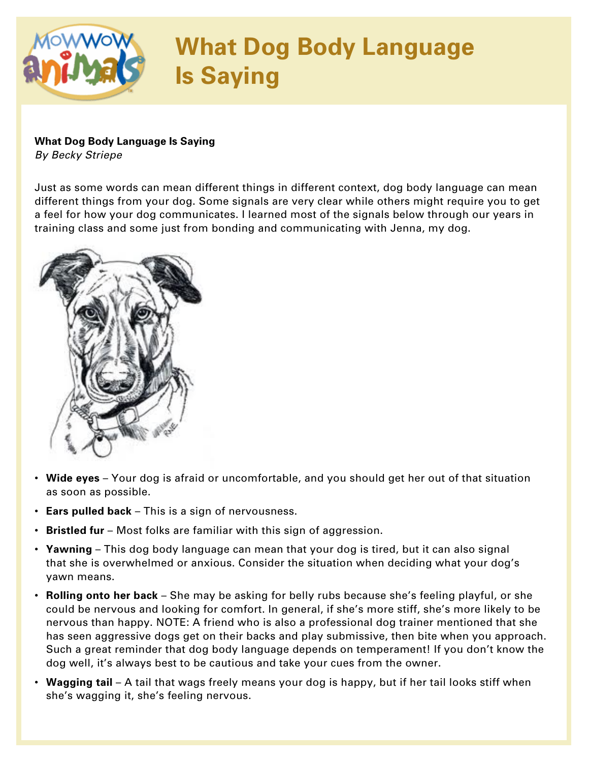# What Dog Body Language Is Saying

**What Dog Body Language Is Saying**
*By Becky Striepe*

Just as some words can mean different things in different context, dog body language can mean different things from your dog. Some signals are very clear while others might require you to get a feel for how your dog communicates. I learned most of the signals below through our years in training class and some just from bonding and communicating with Jenna, my dog.

- **Wide eyes** – Your dog is afraid or uncomfortable, and you should get her out of that situation as soon as possible.
- **Ears pulled back** – This is a sign of nervousness.
- **Bristled fur** – Most folks are familiar with this sign of aggression.
- **Yawning** – This dog body language can mean that your dog is tired, but it can also signal that she is overwhelmed or anxious. Consider the situation when deciding what your dog's yawn means.
- **Rolling onto her back** – She may be asking for belly rubs because she's feeling playful, or she could be nervous and looking for comfort. In general, if she's more stiff, she's more likely to be nervous than happy. NOTE: A friend who is also a professional dog trainer mentioned that she has seen aggressive dogs get on their backs and play submissive, then bite when you approach. Such a great reminder that dog body language depends on temperament! If you don't know the dog well, it's always best to be cautious and take your cues from the owner.
- **Wagging tail** – A tail that wags freely means your dog is happy, but if her tail looks stiff when she's wagging it, she's feeling nervous.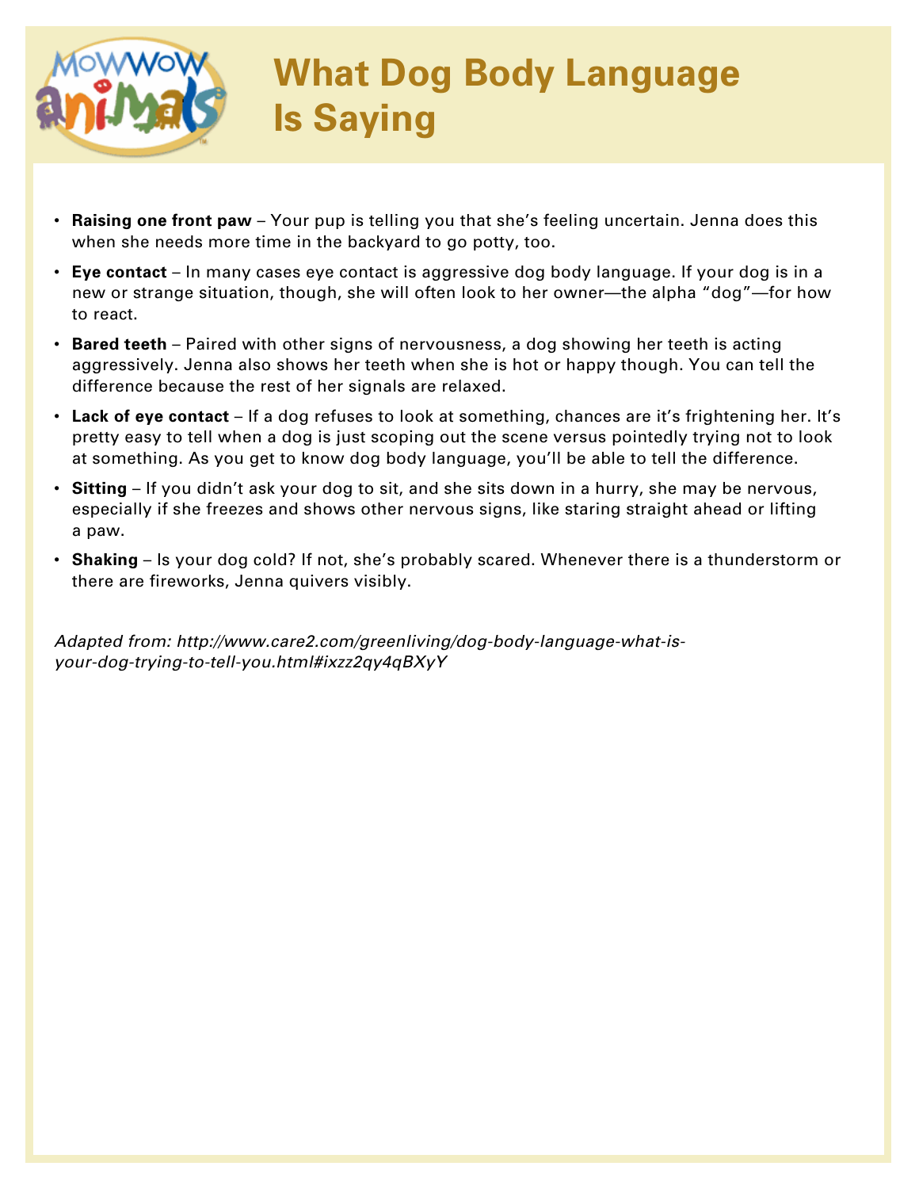# What Dog Body Language Is Saying

- **Raising one front paw** – Your pup is telling you that she's feeling uncertain. Jenna does this when she needs more time in the backyard to go potty, too.
- **Eye contact** – In many cases eye contact is aggressive dog body language. If your dog is in a new or strange situation, though, she will often look to her owner—the alpha "dog"—for how to react.
- **Bared teeth** – Paired with other signs of nervousness, a dog showing her teeth is acting aggressively. Jenna also shows her teeth when she is hot or happy though. You can tell the difference because the rest of her signals are relaxed.
- **Lack of eye contact** – If a dog refuses to look at something, chances are it's frightening her. It's pretty easy to tell when a dog is just scoping out the scene versus pointedly trying not to look at something. As you get to know dog body language, you'll be able to tell the difference.
- **Sitting** – If you didn't ask your dog to sit, and she sits down in a hurry, she may be nervous, especially if she freezes and shows other nervous signs, like staring straight ahead or lifting a paw.
- **Shaking** – Is your dog cold? If not, she's probably scared. Whenever there is a thunderstorm or there are fireworks, Jenna quivers visibly.

*Adapted from: http://www.care2.com/greenliving/dog-body-language-what-is-your-dog-trying-to-tell-you.html#ixzz2qy4qBXyY*